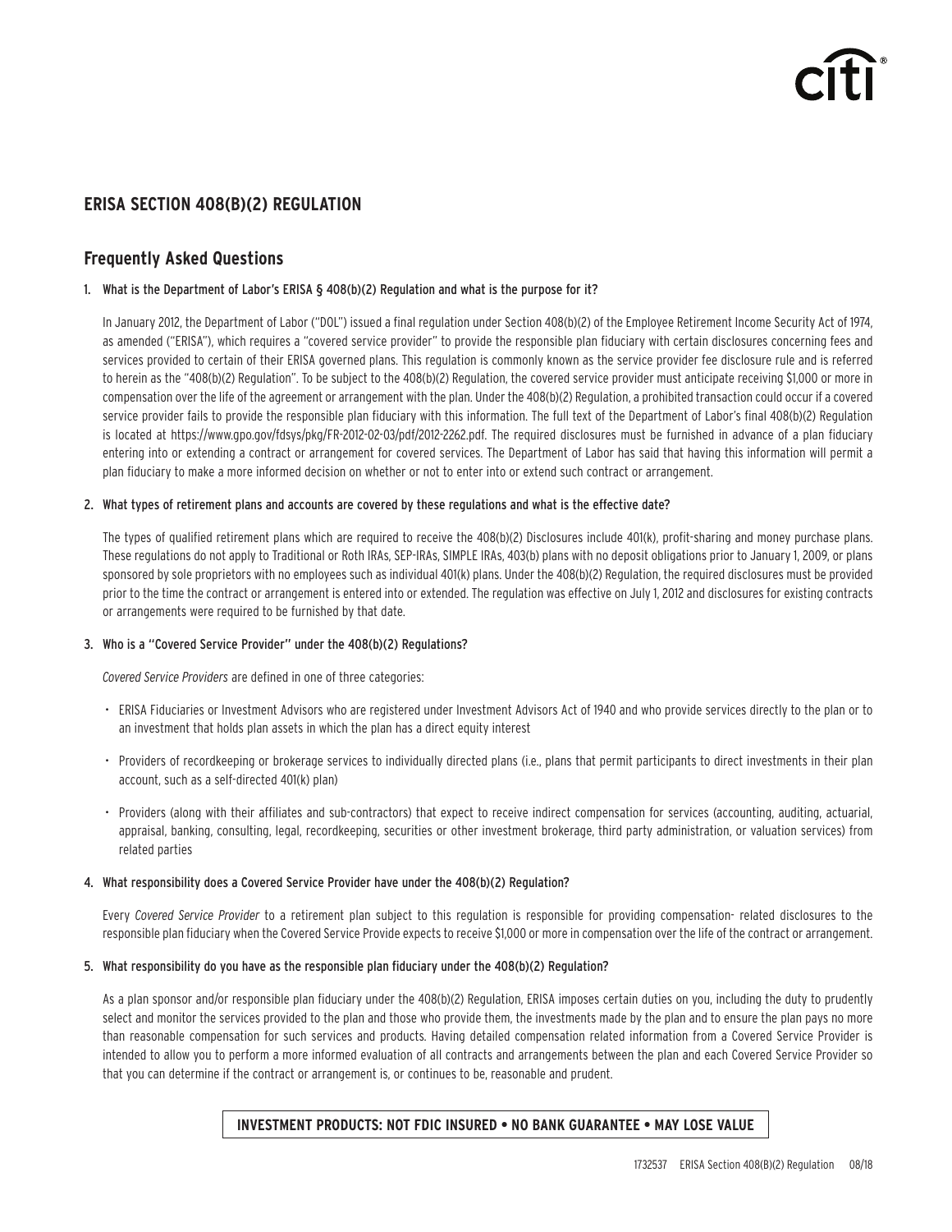## ERISA SECTION 408(B)(2) REGULATION

## Frequently Asked Questions

### 1. What is the Department of Labor's ERISA § 408(b)(2) Regulation and what is the purpose for it?

In January 2012, the Department of Labor ("DOL") issued a final regulation under Section 408(b)(2) of the Employee Retirement Income Security Act of 1974, as amended ("ERISA"), which requires a "covered service provider" to provide the responsible plan fiduciary with certain disclosures concerning fees and services provided to certain of their ERISA governed plans. This regulation is commonly known as the service provider fee disclosure rule and is referred to herein as the "408(b)(2) Regulation". To be subject to the 408(b)(2) Regulation, the covered service provider must anticipate receiving $1,000 or more in compensation over the life of the agreement or arrangement with the plan. Under the 408(b)(2) Regulation, a prohibited transaction could occur if a covered service provider fails to provide the responsible plan fiduciary with this information. The full text of the Department of Labor's final 408(b)(2) Regulation is located at https://www.gpo.gov/fdsys/pkg/FR-2012-02-03/pdf/2012-2262.pdf. The required disclosures must be furnished in advance of a plan fiduciary entering into or extending a contract or arrangement for covered services. The Department of Labor has said that having this information will permit a plan fiduciary to make a more informed decision on whether or not to enter into or extend such contract or arrangement.

### 2. What types of retirement plans and accounts are covered by these regulations and what is the effective date?

The types of qualified retirement plans which are required to receive the 408(b)(2) Disclosures include 401(k), profit-sharing and money purchase plans. These regulations do not apply to Traditional or Roth IRAs, SEP-IRAs, SIMPLE IRAs, 403(b) plans with no deposit obligations prior to January 1, 2009, or plans sponsored by sole proprietors with no employees such as individual 401(k) plans. Under the 408(b)(2) Regulation, the required disclosures must be provided prior to the time the contract or arrangement is entered into or extended. The regulation was effective on July 1, 2012 and disclosures for existing contracts or arrangements were required to be furnished by that date.

### 3. Who is a "Covered Service Provider" under the 408(b)(2) Regulations?

*Covered Service Providers* are defined in one of three categories:

- ERISA Fiduciaries or Investment Advisors who are registered under Investment Advisors Act of 1940 and who provide services directly to the plan or to an investment that holds plan assets in which the plan has a direct equity interest
- Providers of recordkeeping or brokerage services to individually directed plans (i.e., plans that permit participants to direct investments in their plan account, such as a self-directed 401(k) plan)
- Providers (along with their affiliates and sub-contractors) that expect to receive indirect compensation for services (accounting, auditing, actuarial, appraisal, banking, consulting, legal, recordkeeping, securities or other investment brokerage, third party administration, or valuation services) from related parties

### 4. What responsibility does a Covered Service Provider have under the 408(b)(2) Regulation?

Every *Covered Service Provider* to a retirement plan subject to this regulation is responsible for providing compensation- related disclosures to the responsible plan fiduciary when the Covered Service Provide expects to receive $1,000 or more in compensation over the life of the contract or arrangement.

### 5. What responsibility do you have as the responsible plan fiduciary under the 408(b)(2) Regulation?

As a plan sponsor and/or responsible plan fiduciary under the 408(b)(2) Regulation, ERISA imposes certain duties on you, including the duty to prudently select and monitor the services provided to the plan and those who provide them, the investments made by the plan and to ensure the plan pays no more than reasonable compensation for such services and products. Having detailed compensation related information from a Covered Service Provider is intended to allow you to perform a more informed evaluation of all contracts and arrangements between the plan and each Covered Service Provider so that you can determine if the contract or arrangement is, or continues to be, reasonable and prudent.

**INVESTMENT PRODUCTS: NOT FDIC INSURED • NO BANK GUARANTEE • MAY LOSE VALUE**

1732537 ERISA Section 408(B)(2) Regulation 08/18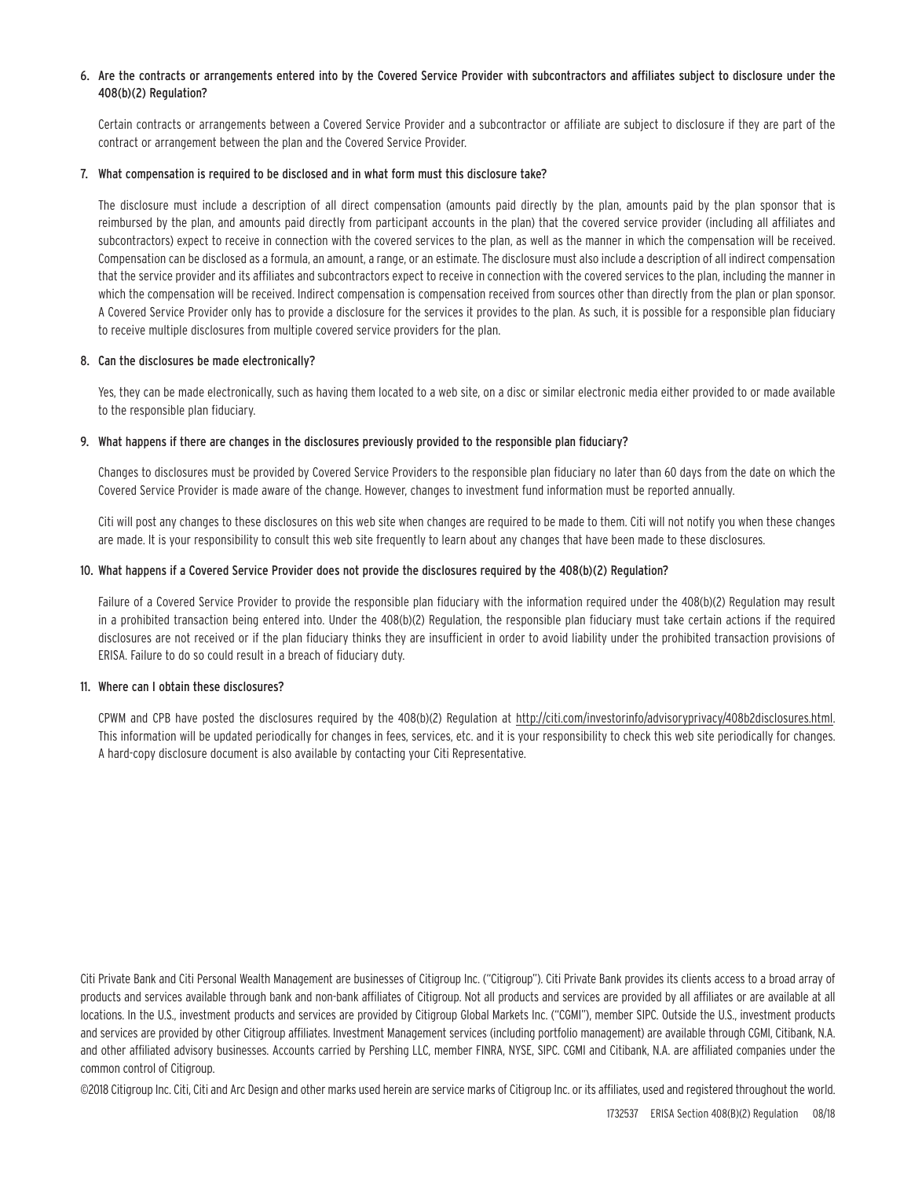6. **Are the contracts or arrangements entered into by the Covered Service Provider with subcontractors and affiliates subject to disclosure under the 408(b)(2) Regulation?**

   Certain contracts or arrangements between a Covered Service Provider and a subcontractor or affiliate are subject to disclosure if they are part of the contract or arrangement between the plan and the Covered Service Provider.

7. **What compensation is required to be disclosed and in what form must this disclosure take?**

   The disclosure must include a description of all direct compensation (amounts paid directly by the plan, amounts paid by the plan sponsor that is reimbursed by the plan, and amounts paid directly from participant accounts in the plan) that the covered service provider (including all affiliates and subcontractors) expect to receive in connection with the covered services to the plan, as well as the manner in which the compensation will be received. Compensation can be disclosed as a formula, an amount, a range, or an estimate. The disclosure must also include a description of all indirect compensation that the service provider and its affiliates and subcontractors expect to receive in connection with the covered services to the plan, including the manner in which the compensation will be received. Indirect compensation is compensation received from sources other than directly from the plan or plan sponsor. A Covered Service Provider only has to provide a disclosure for the services it provides to the plan. As such, it is possible for a responsible plan fiduciary to receive multiple disclosures from multiple covered service providers for the plan.

8. **Can the disclosures be made electronically?**

   Yes, they can be made electronically, such as having them located to a web site, on a disc or similar electronic media either provided to or made available to the responsible plan fiduciary.

9. **What happens if there are changes in the disclosures previously provided to the responsible plan fiduciary?**

   Changes to disclosures must be provided by Covered Service Providers to the responsible plan fiduciary no later than 60 days from the date on which the Covered Service Provider is made aware of the change. However, changes to investment fund information must be reported annually.

   Citi will post any changes to these disclosures on this web site when changes are required to be made to them. Citi will not notify you when these changes are made. It is your responsibility to consult this web site frequently to learn about any changes that have been made to these disclosures.

10. **What happens if a Covered Service Provider does not provide the disclosures required by the 408(b)(2) Regulation?**

    Failure of a Covered Service Provider to provide the responsible plan fiduciary with the information required under the 408(b)(2) Regulation may result in a prohibited transaction being entered into. Under the 408(b)(2) Regulation, the responsible plan fiduciary must take certain actions if the required disclosures are not received or if the plan fiduciary thinks they are insufficient in order to avoid liability under the prohibited transaction provisions of ERISA. Failure to do so could result in a breach of fiduciary duty.

11. **Where can I obtain these disclosures?**

    CPWM and CPB have posted the disclosures required by the 408(b)(2) Regulation at http://citi.com/investorinfo/advisoryprivacy/408b2disclosures.html. This information will be updated periodically for changes in fees, services, etc. and it is your responsibility to check this web site periodically for changes. A hard-copy disclosure document is also available by contacting your Citi Representative.

Citi Private Bank and Citi Personal Wealth Management are businesses of Citigroup Inc. ("Citigroup"). Citi Private Bank provides its clients access to a broad array of products and services available through bank and non-bank affiliates of Citigroup. Not all products and services are provided by all affiliates or are available at all locations. In the U.S., investment products and services are provided by Citigroup Global Markets Inc. ("CGMI"), member SIPC. Outside the U.S., investment products and services are provided by other Citigroup affiliates. Investment Management services (including portfolio management) are available through CGMI, Citibank, N.A. and other affiliated advisory businesses. Accounts carried by Pershing LLC, member FINRA, NYSE, SIPC. CGMI and Citibank, N.A. are affiliated companies under the common control of Citigroup.

©2018 Citigroup Inc. Citi, Citi and Arc Design and other marks used herein are service marks of Citigroup Inc. or its affiliates, used and registered throughout the world.

1732537 ERISA Section 408(B)(2) Regulation 08/18